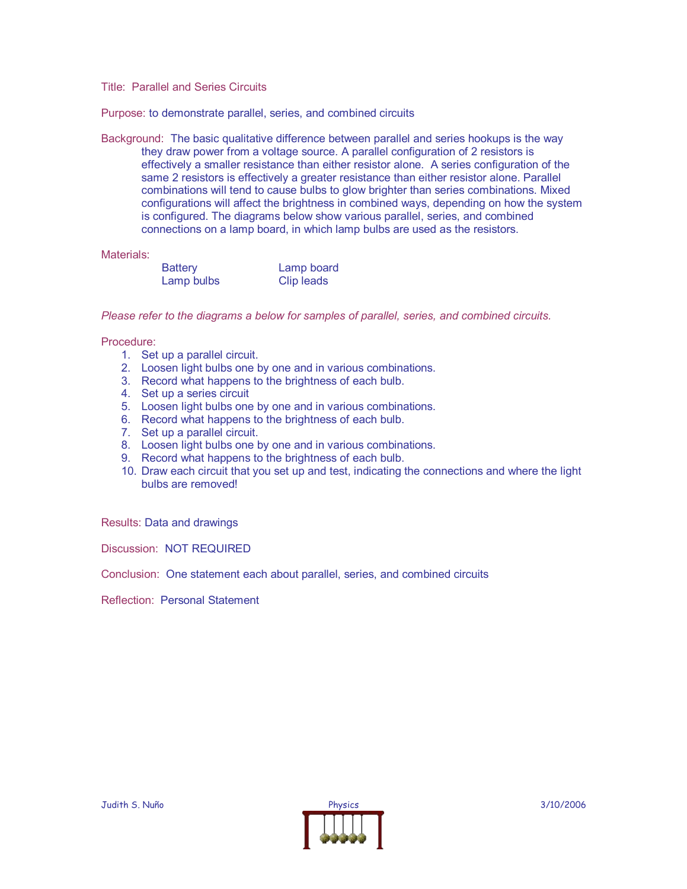Title: Parallel and Series Circuits

Purpose: to demonstrate parallel, series, and combined circuits

Background: The basic qualitative difference between parallel and series hookups is the way they draw power from a voltage source. A parallel configuration of 2 resistors is effectively a smaller resistance than either resistor alone. A series configuration of the same 2 resistors is effectively a greater resistance than either resistor alone. Parallel combinations will tend to cause bulbs to glow brighter than series combinations. Mixed configurations will affect the brightness in combined ways, depending on how the system is configured. The diagrams below show various parallel, series, and combined connections on a lamp board, in which lamp bulbs are used as the resistors.

Materials:

| | |
|---|---|
| Battery | Lamp board |
| Lamp bulbs | Clip leads |

*Please refer to the diagrams a below for samples of parallel, series, and combined circuits.*

Procedure:

1. Set up a parallel circuit.
2. Loosen light bulbs one by one and in various combinations.
3. Record what happens to the brightness of each bulb.
4. Set up a series circuit
5. Loosen light bulbs one by one and in various combinations.
6. Record what happens to the brightness of each bulb.
7. Set up a parallel circuit.
8. Loosen light bulbs one by one and in various combinations.
9. Record what happens to the brightness of each bulb.
10. Draw each circuit that you set up and test, indicating the connections and where the light bulbs are removed!

Results: Data and drawings

Discussion: NOT REQUIRED

Conclusion: One statement each about parallel, series, and combined circuits

Reflection: Personal Statement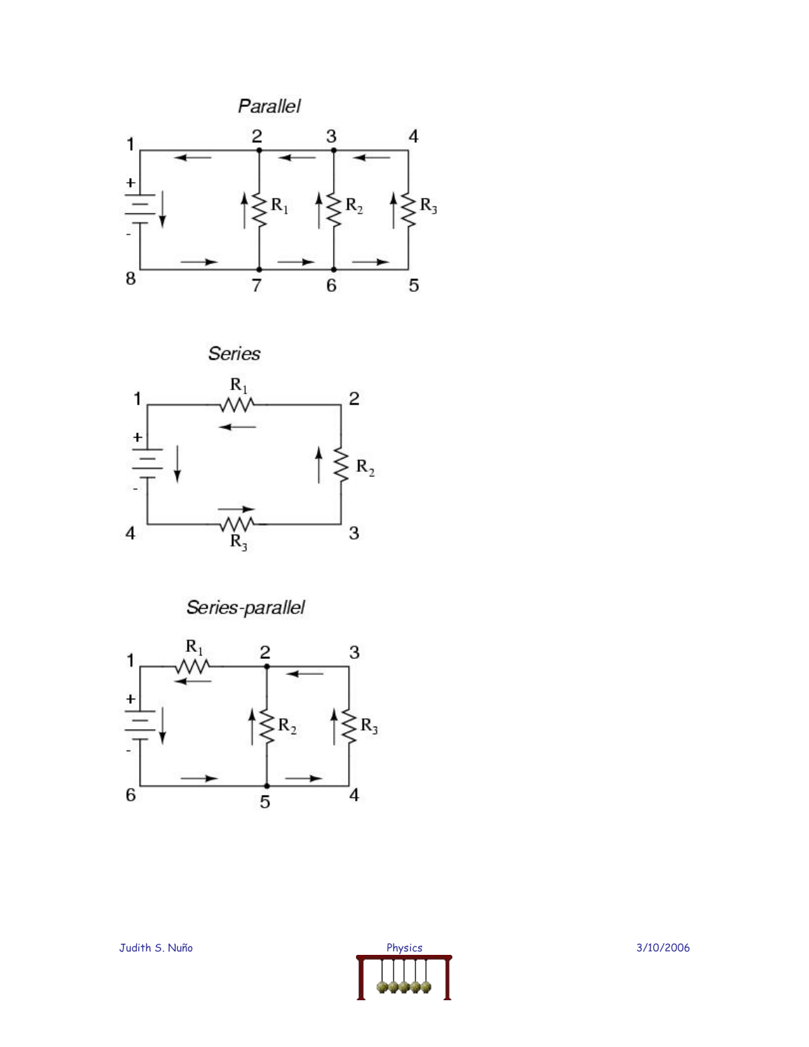Parallel

1 2 3 4

$R_1$ $R_2$ $R_3$

8 7 6 5

Series

1 $R_1$ 2

$R_2$

4 $R_3$ 3

Series-parallel

1 $R_1$ 2 3

$R_2$ $R_3$

6 5 4